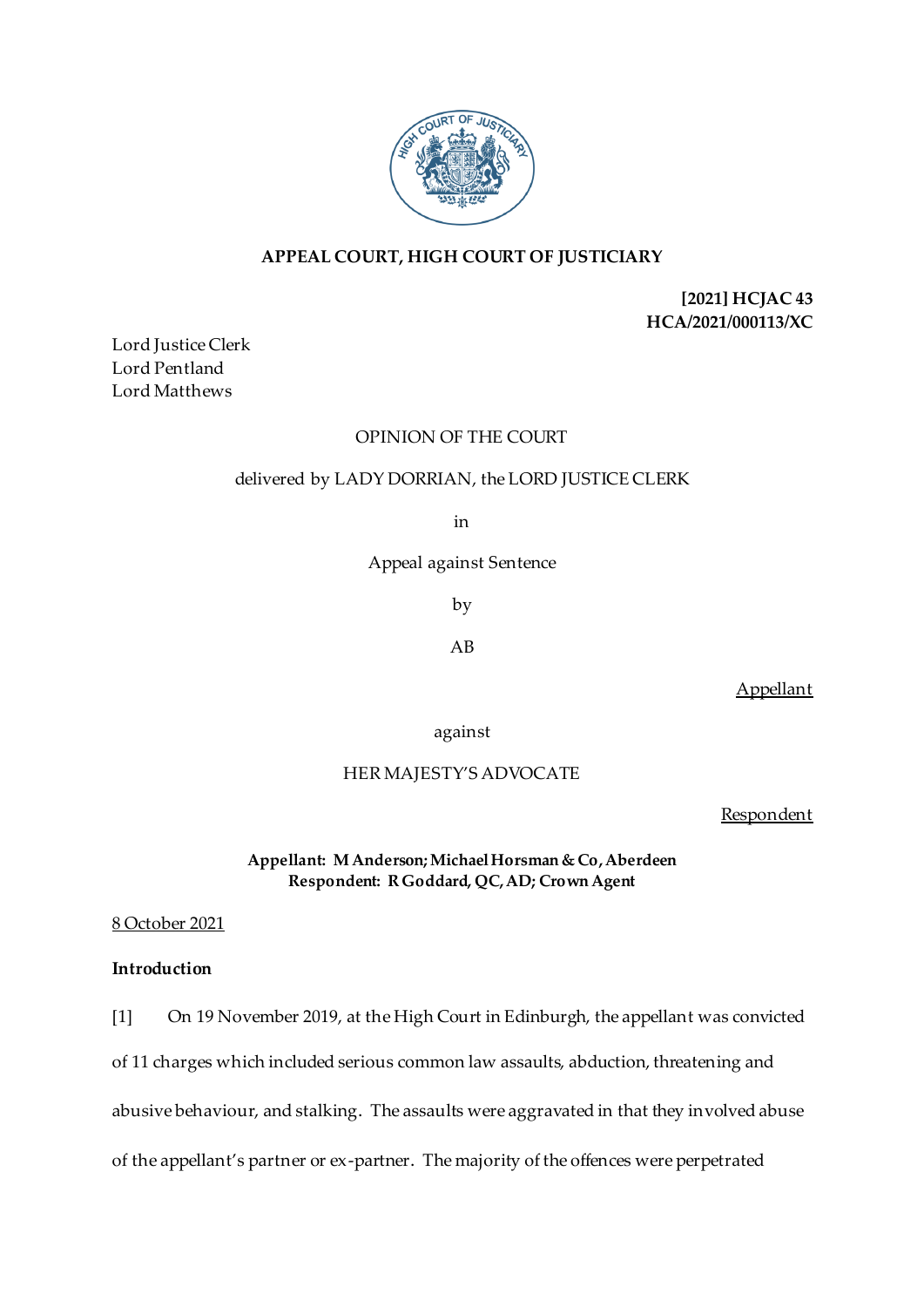**APPEAL COURT, HIGH COURT OF JUSTICIARY**

**[2021] HCJAC 43**
**HCA/2021/000113/XC**

Lord Justice Clerk
Lord Pentland
Lord Matthews

OPINION OF THE COURT

delivered by LADY DORRIAN, the LORD JUSTICE CLERK

in

Appeal against Sentence

by

AB

Appellant

against

HER MAJESTY'S ADVOCATE

Respondent

**Appellant: M Anderson; Michael Horsman & Co, Aberdeen**
**Respondent: R Goddard, QC, AD; Crown Agent**

8 October 2021

**Introduction**

[1] On 19 November 2019, at the High Court in Edinburgh, the appellant was convicted of 11 charges which included serious common law assaults, abduction, threatening and abusive behaviour, and stalking. The assaults were aggravated in that they involved abuse of the appellant's partner or ex-partner. The majority of the offences were perpetrated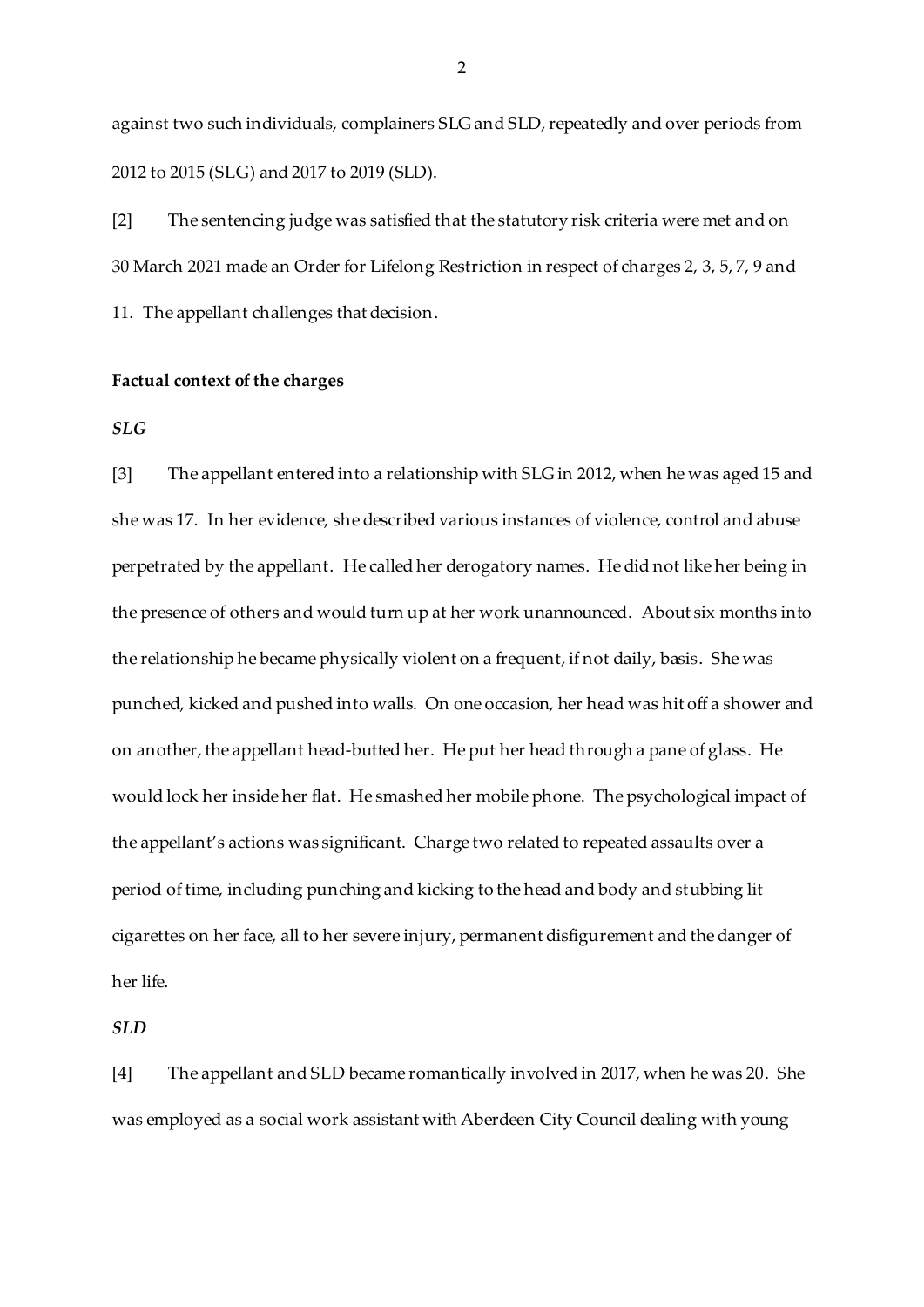against two such individuals, complainers SLG and SLD, repeatedly and over periods from 2012 to 2015 (SLG) and 2017 to 2019 (SLD).

[2] The sentencing judge was satisfied that the statutory risk criteria were met and on 30 March 2021 made an Order for Lifelong Restriction in respect of charges 2, 3, 5, 7, 9 and 11. The appellant challenges that decision.

**Factual context of the charges**

***SLG***

[3] The appellant entered into a relationship with SLG in 2012, when he was aged 15 and she was 17. In her evidence, she described various instances of violence, control and abuse perpetrated by the appellant. He called her derogatory names. He did not like her being in the presence of others and would turn up at her work unannounced. About six months into the relationship he became physically violent on a frequent, if not daily, basis. She was punched, kicked and pushed into walls. On one occasion, her head was hit off a shower and on another, the appellant head-butted her. He put her head through a pane of glass. He would lock her inside her flat. He smashed her mobile phone. The psychological impact of the appellant's actions was significant. Charge two related to repeated assaults over a period of time, including punching and kicking to the head and body and stubbing lit cigarettes on her face, all to her severe injury, permanent disfigurement and the danger of her life.

***SLD***

[4] The appellant and SLD became romantically involved in 2017, when he was 20. She was employed as a social work assistant with Aberdeen City Council dealing with young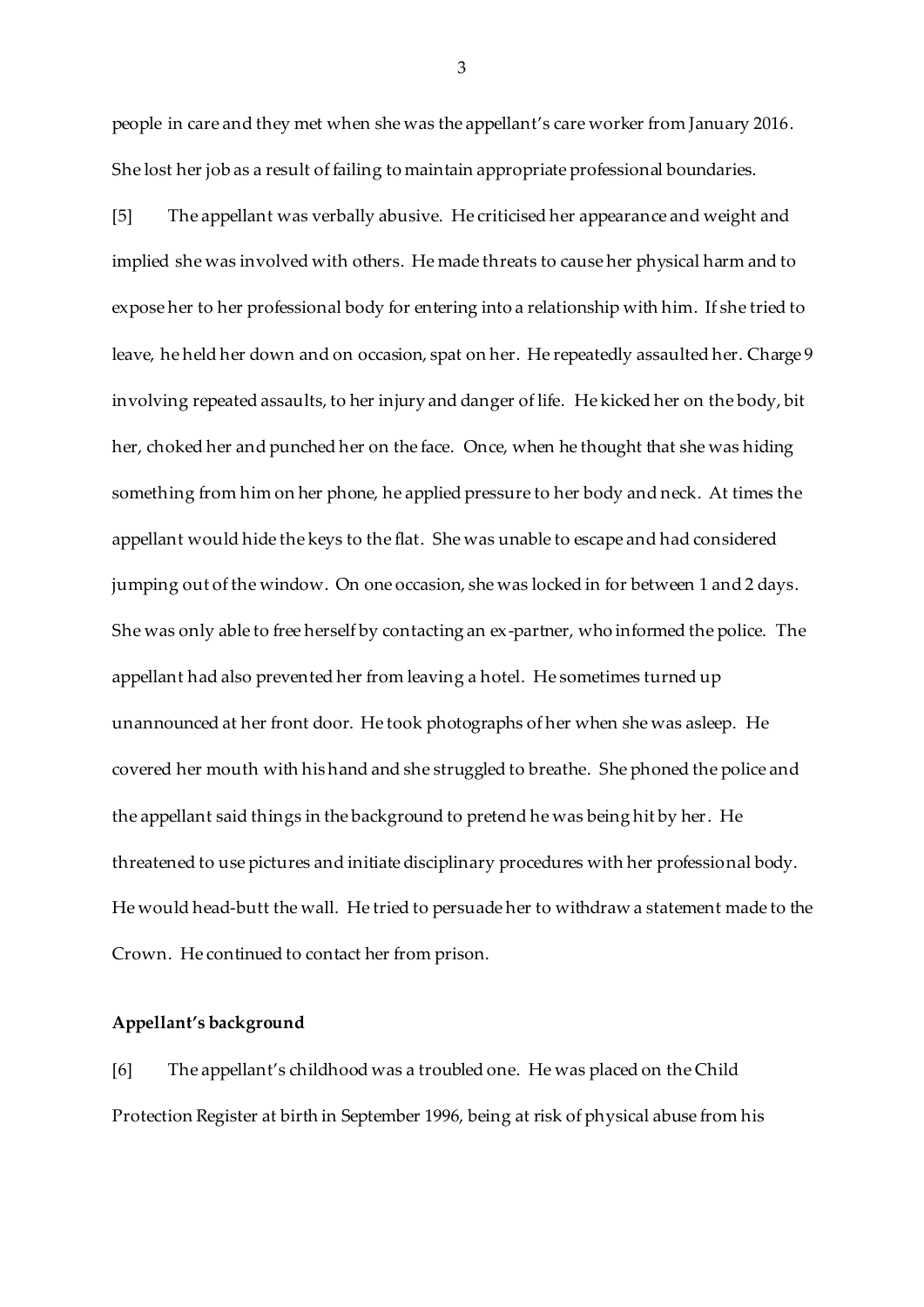people in care and they met when she was the appellant's care worker from January 2016. She lost her job as a result of failing to maintain appropriate professional boundaries.

[5] The appellant was verbally abusive. He criticised her appearance and weight and implied she was involved with others. He made threats to cause her physical harm and to expose her to her professional body for entering into a relationship with him. If she tried to leave, he held her down and on occasion, spat on her. He repeatedly assaulted her. Charge 9 involving repeated assaults, to her injury and danger of life. He kicked her on the body, bit her, choked her and punched her on the face. Once, when he thought that she was hiding something from him on her phone, he applied pressure to her body and neck. At times the appellant would hide the keys to the flat. She was unable to escape and had considered jumping out of the window. On one occasion, she was locked in for between 1 and 2 days. She was only able to free herself by contacting an ex-partner, who informed the police. The appellant had also prevented her from leaving a hotel. He sometimes turned up unannounced at her front door. He took photographs of her when she was asleep. He covered her mouth with his hand and she struggled to breathe. She phoned the police and the appellant said things in the background to pretend he was being hit by her. He threatened to use pictures and initiate disciplinary procedures with her professional body. He would head-butt the wall. He tried to persuade her to withdraw a statement made to the Crown. He continued to contact her from prison.

**Appellant's background**

[6] The appellant's childhood was a troubled one. He was placed on the Child Protection Register at birth in September 1996, being at risk of physical abuse from his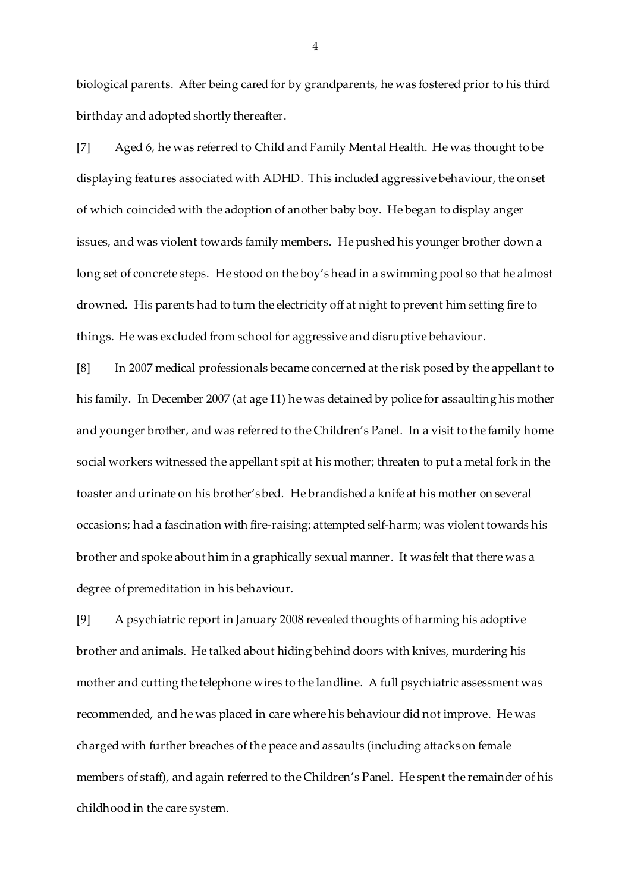biological parents. After being cared for by grandparents, he was fostered prior to his third birthday and adopted shortly thereafter.

[7] Aged 6, he was referred to Child and Family Mental Health. He was thought to be displaying features associated with ADHD. This included aggressive behaviour, the onset of which coincided with the adoption of another baby boy. He began to display anger issues, and was violent towards family members. He pushed his younger brother down a long set of concrete steps. He stood on the boy's head in a swimming pool so that he almost drowned. His parents had to turn the electricity off at night to prevent him setting fire to things. He was excluded from school for aggressive and disruptive behaviour.

[8] In 2007 medical professionals became concerned at the risk posed by the appellant to his family. In December 2007 (at age 11) he was detained by police for assaulting his mother and younger brother, and was referred to the Children's Panel. In a visit to the family home social workers witnessed the appellant spit at his mother; threaten to put a metal fork in the toaster and urinate on his brother's bed. He brandished a knife at his mother on several occasions; had a fascination with fire-raising; attempted self-harm; was violent towards his brother and spoke about him in a graphically sexual manner. It was felt that there was a degree of premeditation in his behaviour.

[9] A psychiatric report in January 2008 revealed thoughts of harming his adoptive brother and animals. He talked about hiding behind doors with knives, murdering his mother and cutting the telephone wires to the landline. A full psychiatric assessment was recommended, and he was placed in care where his behaviour did not improve. He was charged with further breaches of the peace and assaults (including attacks on female members of staff), and again referred to the Children's Panel. He spent the remainder of his childhood in the care system.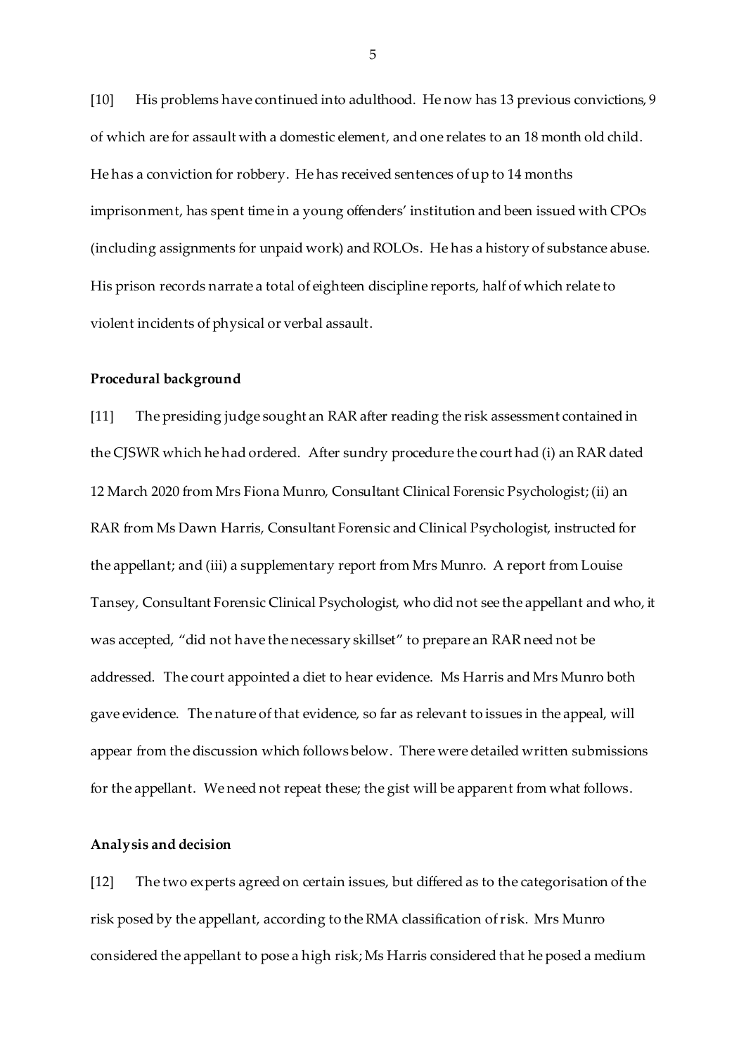[10] His problems have continued into adulthood. He now has 13 previous convictions, 9 of which are for assault with a domestic element, and one relates to an 18 month old child. He has a conviction for robbery. He has received sentences of up to 14 months imprisonment, has spent time in a young offenders' institution and been issued with CPOs (including assignments for unpaid work) and ROLOs. He has a history of substance abuse. His prison records narrate a total of eighteen discipline reports, half of which relate to violent incidents of physical or verbal assault.

**Procedural background**

[11] The presiding judge sought an RAR after reading the risk assessment contained in the CJSWR which he had ordered. After sundry procedure the court had (i) an RAR dated 12 March 2020 from Mrs Fiona Munro, Consultant Clinical Forensic Psychologist; (ii) an RAR from Ms Dawn Harris, Consultant Forensic and Clinical Psychologist, instructed for the appellant; and (iii) a supplementary report from Mrs Munro. A report from Louise Tansey, Consultant Forensic Clinical Psychologist, who did not see the appellant and who, it was accepted, "did not have the necessary skillset" to prepare an RAR need not be addressed. The court appointed a diet to hear evidence. Ms Harris and Mrs Munro both gave evidence. The nature of that evidence, so far as relevant to issues in the appeal, will appear from the discussion which follows below. There were detailed written submissions for the appellant. We need not repeat these; the gist will be apparent from what follows.

**Analysis and decision**

[12] The two experts agreed on certain issues, but differed as to the categorisation of the risk posed by the appellant, according to the RMA classification of risk. Mrs Munro considered the appellant to pose a high risk; Ms Harris considered that he posed a medium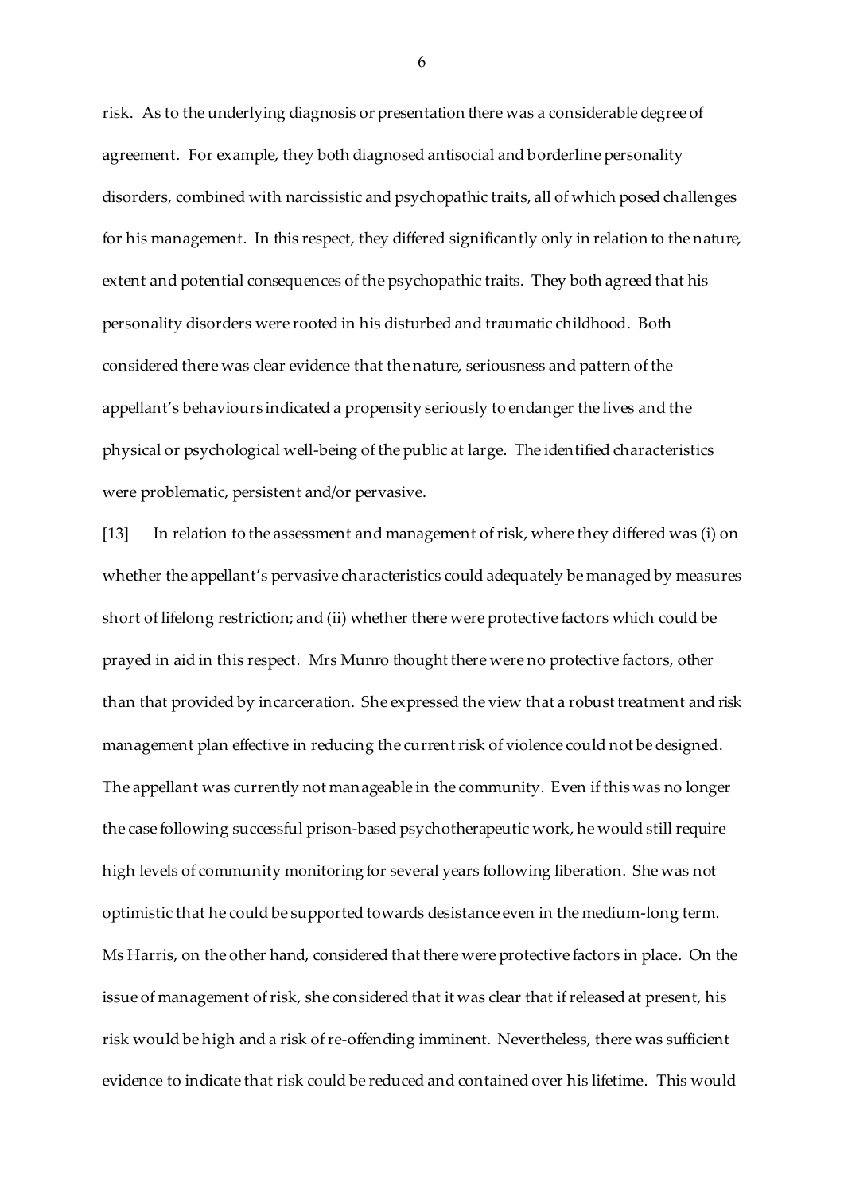risk. As to the underlying diagnosis or presentation there was a considerable degree of agreement. For example, they both diagnosed antisocial and borderline personality disorders, combined with narcissistic and psychopathic traits, all of which posed challenges for his management. In this respect, they differed significantly only in relation to the nature, extent and potential consequences of the psychopathic traits. They both agreed that his personality disorders were rooted in his disturbed and traumatic childhood. Both considered there was clear evidence that the nature, seriousness and pattern of the appellant's behaviours indicated a propensity seriously to endanger the lives and the physical or psychological well-being of the public at large. The identified characteristics were problematic, persistent and/or pervasive.

[13] In relation to the assessment and management of risk, where they differed was (i) on whether the appellant's pervasive characteristics could adequately be managed by measures short of lifelong restriction; and (ii) whether there were protective factors which could be prayed in aid in this respect. Mrs Munro thought there were no protective factors, other than that provided by incarceration. She expressed the view that a robust treatment and risk management plan effective in reducing the current risk of violence could not be designed. The appellant was currently not manageable in the community. Even if this was no longer the case following successful prison-based psychotherapeutic work, he would still require high levels of community monitoring for several years following liberation. She was not optimistic that he could be supported towards desistance even in the medium-long term. Ms Harris, on the other hand, considered that there were protective factors in place. On the issue of management of risk, she considered that it was clear that if released at present, his risk would be high and a risk of re-offending imminent. Nevertheless, there was sufficient evidence to indicate that risk could be reduced and contained over his lifetime. This would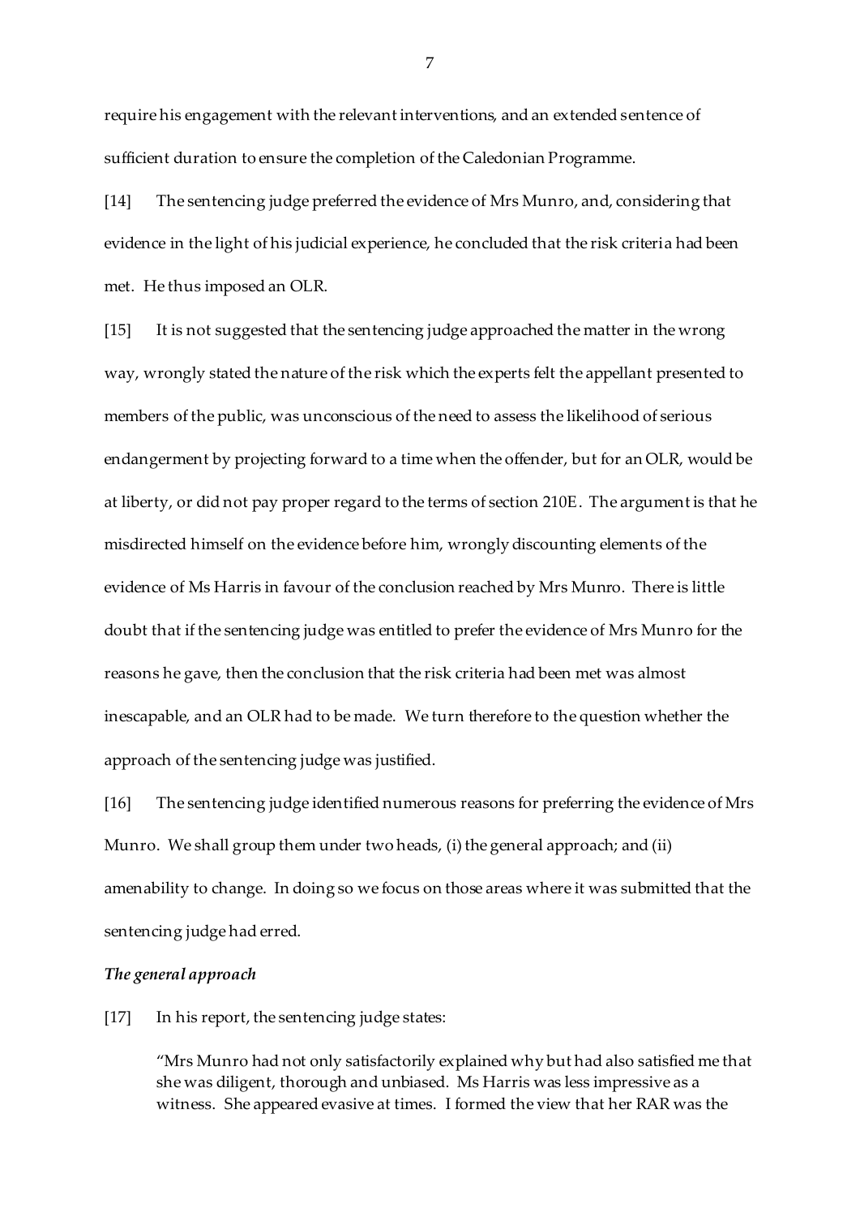require his engagement with the relevant interventions, and an extended sentence of sufficient duration to ensure the completion of the Caledonian Programme.

[14] The sentencing judge preferred the evidence of Mrs Munro, and, considering that evidence in the light of his judicial experience, he concluded that the risk criteria had been met. He thus imposed an OLR.

[15] It is not suggested that the sentencing judge approached the matter in the wrong way, wrongly stated the nature of the risk which the experts felt the appellant presented to members of the public, was unconscious of the need to assess the likelihood of serious endangerment by projecting forward to a time when the offender, but for an OLR, would be at liberty, or did not pay proper regard to the terms of section 210E. The argument is that he misdirected himself on the evidence before him, wrongly discounting elements of the evidence of Ms Harris in favour of the conclusion reached by Mrs Munro. There is little doubt that if the sentencing judge was entitled to prefer the evidence of Mrs Munro for the reasons he gave, then the conclusion that the risk criteria had been met was almost inescapable, and an OLR had to be made. We turn therefore to the question whether the approach of the sentencing judge was justified.

[16] The sentencing judge identified numerous reasons for preferring the evidence of Mrs Munro. We shall group them under two heads, (i) the general approach; and (ii) amenability to change. In doing so we focus on those areas where it was submitted that the sentencing judge had erred.

***The general approach***

[17] In his report, the sentencing judge states:

> "Mrs Munro had not only satisfactorily explained why but had also satisfied me that she was diligent, thorough and unbiased. Ms Harris was less impressive as a witness. She appeared evasive at times. I formed the view that her RAR was the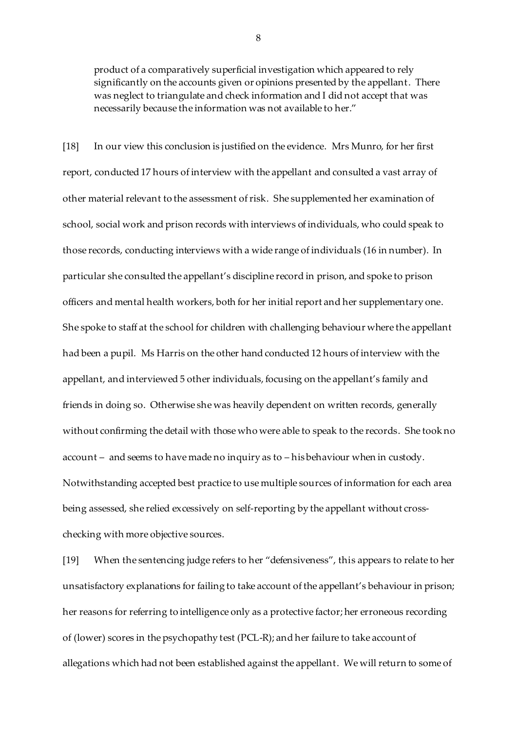> product of a comparatively superficial investigation which appeared to rely significantly on the accounts given or opinions presented by the appellant. There was neglect to triangulate and check information and I did not accept that was necessarily because the information was not available to her."

[18] In our view this conclusion is justified on the evidence. Mrs Munro, for her first report, conducted 17 hours of interview with the appellant and consulted a vast array of other material relevant to the assessment of risk. She supplemented her examination of school, social work and prison records with interviews of individuals, who could speak to those records, conducting interviews with a wide range of individuals (16 in number). In particular she consulted the appellant's discipline record in prison, and spoke to prison officers and mental health workers, both for her initial report and her supplementary one. She spoke to staff at the school for children with challenging behaviour where the appellant had been a pupil. Ms Harris on the other hand conducted 12 hours of interview with the appellant, and interviewed 5 other individuals, focusing on the appellant's family and friends in doing so. Otherwise she was heavily dependent on written records, generally without confirming the detail with those who were able to speak to the records. She took no account – and seems to have made no inquiry as to – his behaviour when in custody. Notwithstanding accepted best practice to use multiple sources of information for each area being assessed, she relied excessively on self-reporting by the appellant without cross-checking with more objective sources.

[19] When the sentencing judge refers to her "defensiveness", this appears to relate to her unsatisfactory explanations for failing to take account of the appellant's behaviour in prison; her reasons for referring to intelligence only as a protective factor; her erroneous recording of (lower) scores in the psychopathy test (PCL-R); and her failure to take account of allegations which had not been established against the appellant. We will return to some of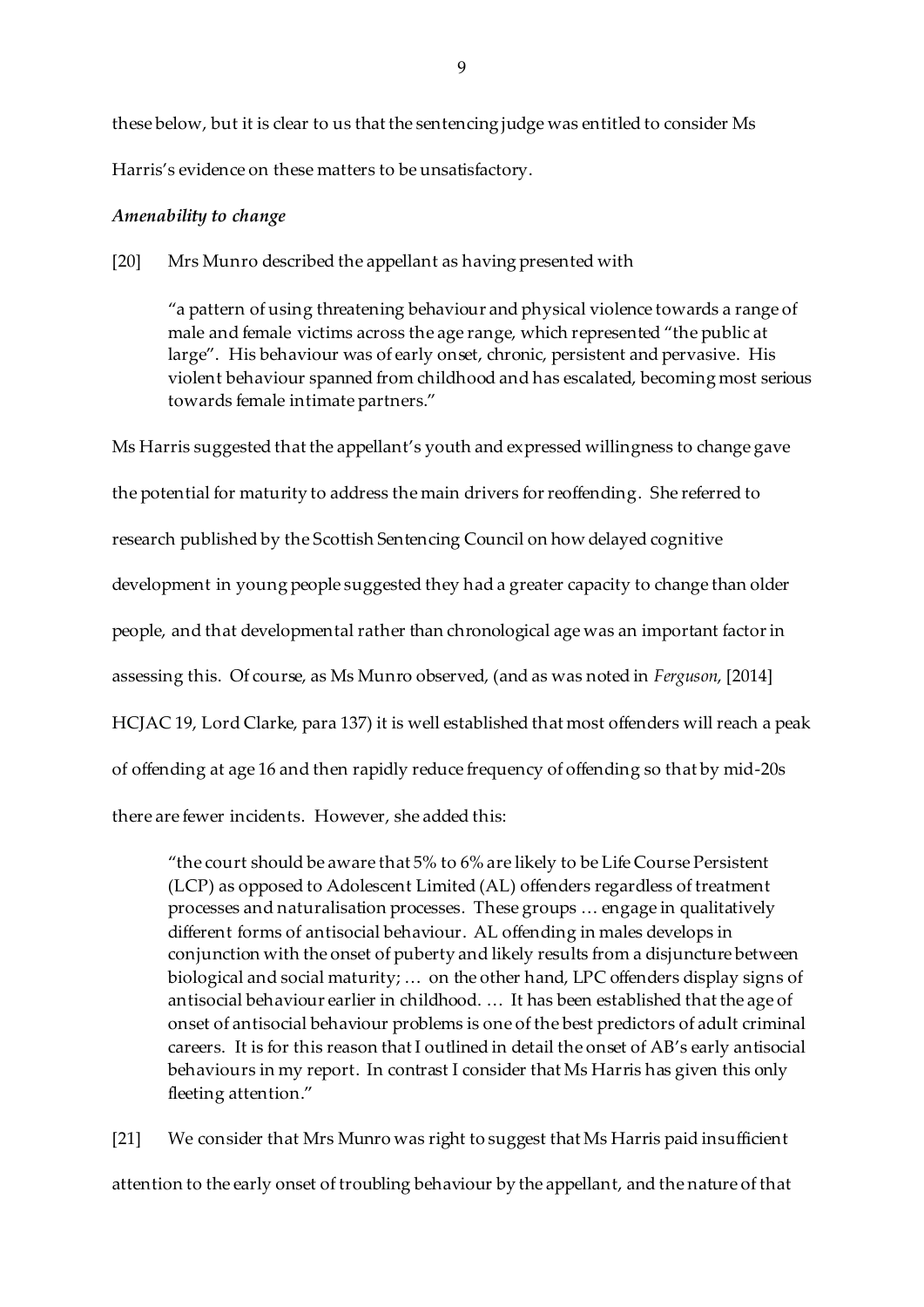these below, but it is clear to us that the sentencing judge was entitled to consider Ms Harris's evidence on these matters to be unsatisfactory.

***Amenability to change***

[20] Mrs Munro described the appellant as having presented with

> "a pattern of using threatening behaviour and physical violence towards a range of male and female victims across the age range, which represented "the public at large". His behaviour was of early onset, chronic, persistent and pervasive. His violent behaviour spanned from childhood and has escalated, becoming most serious towards female intimate partners."

Ms Harris suggested that the appellant's youth and expressed willingness to change gave the potential for maturity to address the main drivers for reoffending. She referred to research published by the Scottish Sentencing Council on how delayed cognitive development in young people suggested they had a greater capacity to change than older people, and that developmental rather than chronological age was an important factor in assessing this. Of course, as Ms Munro observed, (and as was noted in *Ferguson*, [2014] HCJAC 19, Lord Clarke, para 137) it is well established that most offenders will reach a peak of offending at age 16 and then rapidly reduce frequency of offending so that by mid-20s there are fewer incidents. However, she added this:

> "the court should be aware that 5% to 6% are likely to be Life Course Persistent (LCP) as opposed to Adolescent Limited (AL) offenders regardless of treatment processes and naturalisation processes. These groups … engage in qualitatively different forms of antisocial behaviour. AL offending in males develops in conjunction with the onset of puberty and likely results from a disjuncture between biological and social maturity; … on the other hand, LPC offenders display signs of antisocial behaviour earlier in childhood. … It has been established that the age of onset of antisocial behaviour problems is one of the best predictors of adult criminal careers. It is for this reason that I outlined in detail the onset of AB's early antisocial behaviours in my report. In contrast I consider that Ms Harris has given this only fleeting attention."

[21] We consider that Mrs Munro was right to suggest that Ms Harris paid insufficient attention to the early onset of troubling behaviour by the appellant, and the nature of that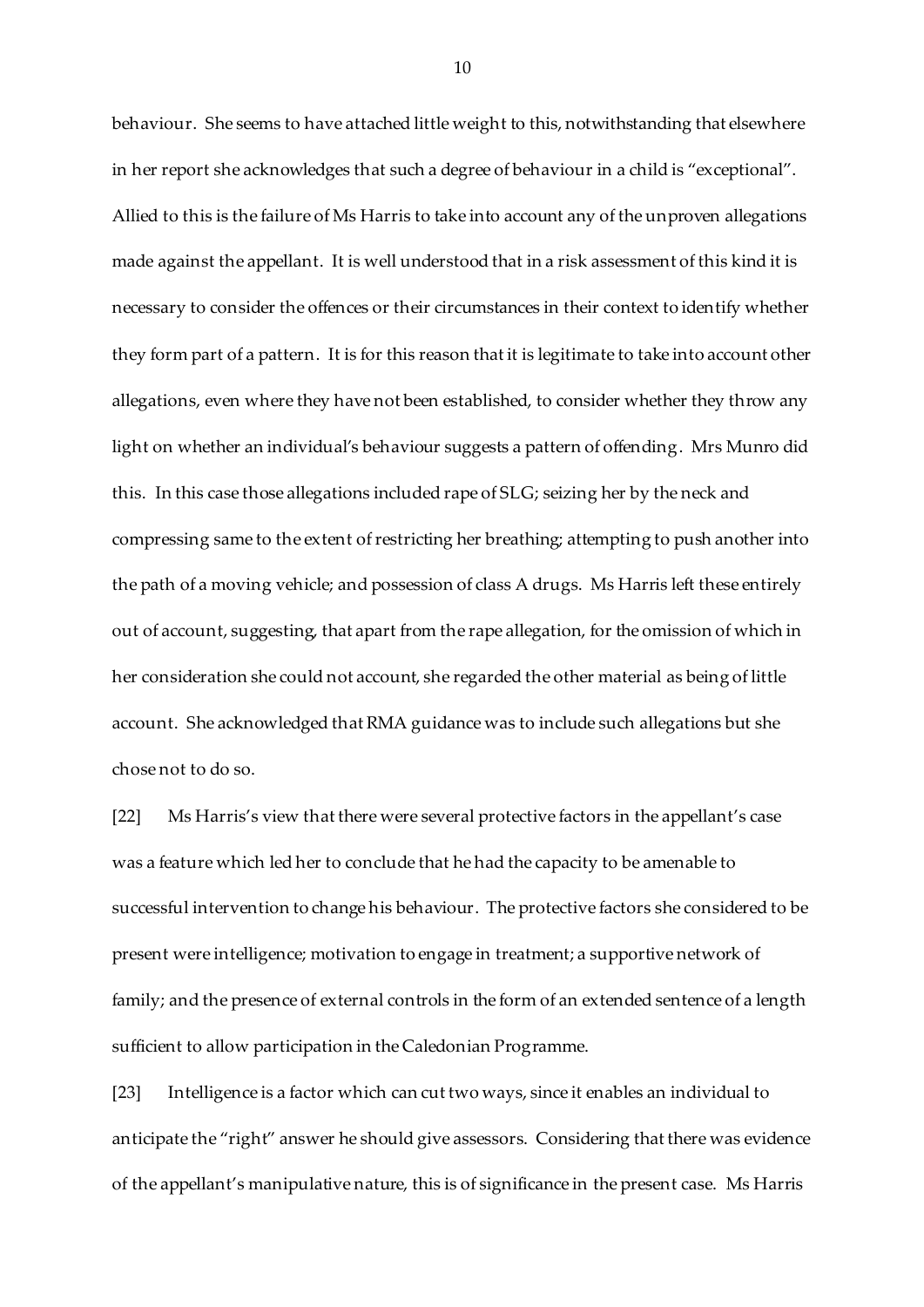behaviour. She seems to have attached little weight to this, notwithstanding that elsewhere in her report she acknowledges that such a degree of behaviour in a child is "exceptional". Allied to this is the failure of Ms Harris to take into account any of the unproven allegations made against the appellant. It is well understood that in a risk assessment of this kind it is necessary to consider the offences or their circumstances in their context to identify whether they form part of a pattern. It is for this reason that it is legitimate to take into account other allegations, even where they have not been established, to consider whether they throw any light on whether an individual's behaviour suggests a pattern of offending. Mrs Munro did this. In this case those allegations included rape of SLG; seizing her by the neck and compressing same to the extent of restricting her breathing; attempting to push another into the path of a moving vehicle; and possession of class A drugs. Ms Harris left these entirely out of account, suggesting, that apart from the rape allegation, for the omission of which in her consideration she could not account, she regarded the other material as being of little account. She acknowledged that RMA guidance was to include such allegations but she chose not to do so.

[22] Ms Harris's view that there were several protective factors in the appellant's case was a feature which led her to conclude that he had the capacity to be amenable to successful intervention to change his behaviour. The protective factors she considered to be present were intelligence; motivation to engage in treatment; a supportive network of family; and the presence of external controls in the form of an extended sentence of a length sufficient to allow participation in the Caledonian Programme.

[23] Intelligence is a factor which can cut two ways, since it enables an individual to anticipate the "right" answer he should give assessors. Considering that there was evidence of the appellant's manipulative nature, this is of significance in the present case. Ms Harris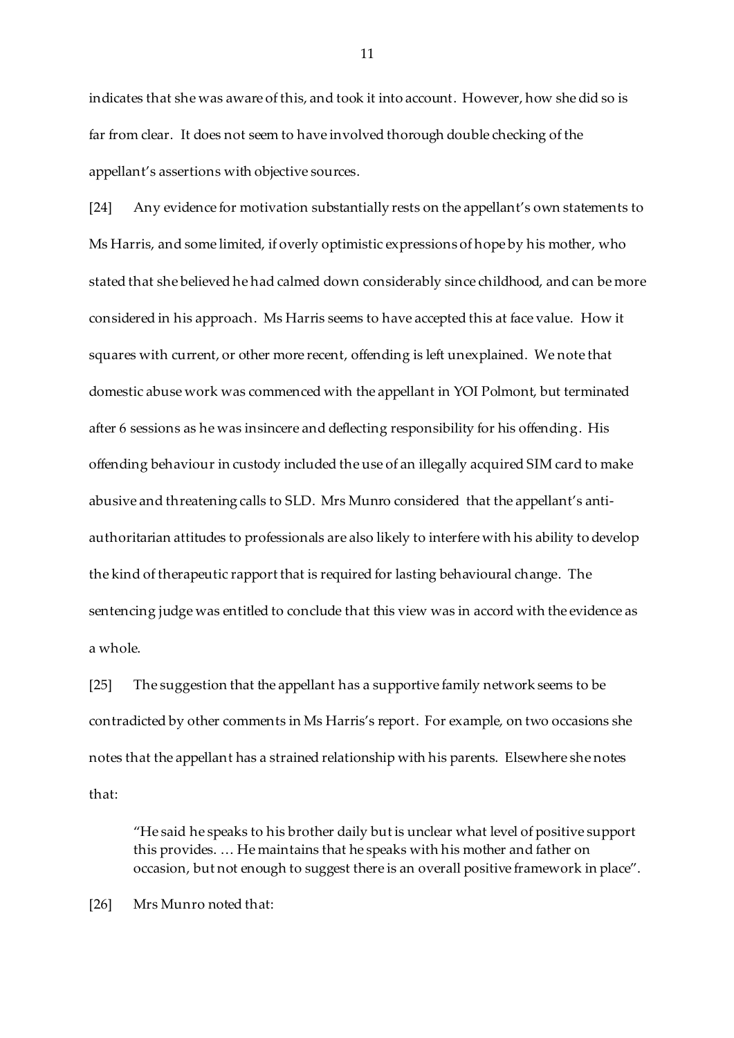indicates that she was aware of this, and took it into account. However, how she did so is far from clear. It does not seem to have involved thorough double checking of the appellant's assertions with objective sources.

[24] Any evidence for motivation substantially rests on the appellant's own statements to Ms Harris, and some limited, if overly optimistic expressions of hope by his mother, who stated that she believed he had calmed down considerably since childhood, and can be more considered in his approach. Ms Harris seems to have accepted this at face value. How it squares with current, or other more recent, offending is left unexplained. We note that domestic abuse work was commenced with the appellant in YOI Polmont, but terminated after 6 sessions as he was insincere and deflecting responsibility for his offending. His offending behaviour in custody included the use of an illegally acquired SIM card to make abusive and threatening calls to SLD. Mrs Munro considered that the appellant's anti-authoritarian attitudes to professionals are also likely to interfere with his ability to develop the kind of therapeutic rapport that is required for lasting behavioural change. The sentencing judge was entitled to conclude that this view was in accord with the evidence as a whole.

[25] The suggestion that the appellant has a supportive family network seems to be contradicted by other comments in Ms Harris's report. For example, on two occasions she notes that the appellant has a strained relationship with his parents. Elsewhere she notes that:

> "He said he speaks to his brother daily but is unclear what level of positive support this provides. … He maintains that he speaks with his mother and father on occasion, but not enough to suggest there is an overall positive framework in place".

[26] Mrs Munro noted that: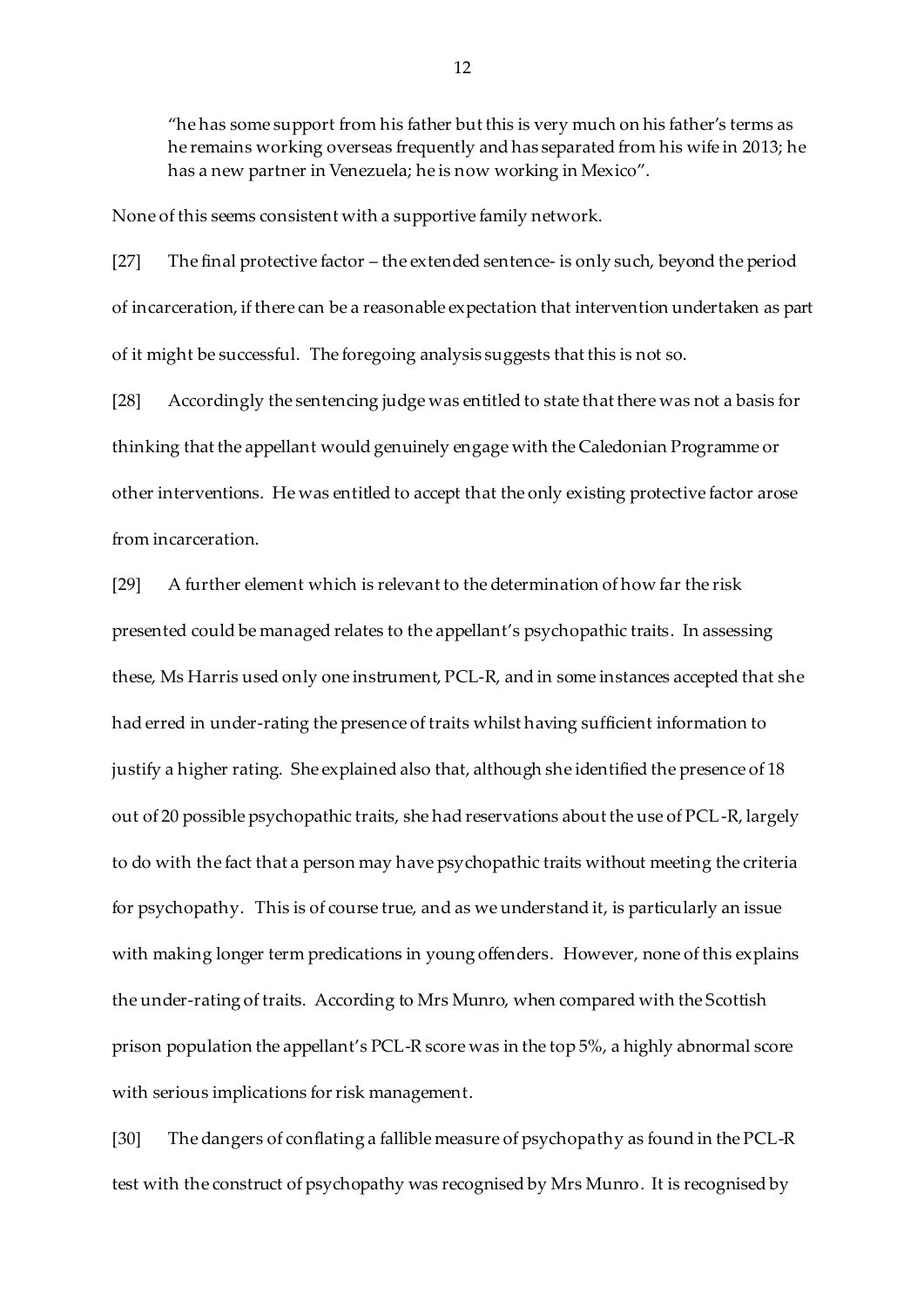> "he has some support from his father but this is very much on his father's terms as he remains working overseas frequently and has separated from his wife in 2013; he has a new partner in Venezuela; he is now working in Mexico".

None of this seems consistent with a supportive family network.

[27] The final protective factor – the extended sentence- is only such, beyond the period of incarceration, if there can be a reasonable expectation that intervention undertaken as part of it might be successful. The foregoing analysis suggests that this is not so.

[28] Accordingly the sentencing judge was entitled to state that there was not a basis for thinking that the appellant would genuinely engage with the Caledonian Programme or other interventions. He was entitled to accept that the only existing protective factor arose from incarceration.

[29] A further element which is relevant to the determination of how far the risk presented could be managed relates to the appellant's psychopathic traits. In assessing these, Ms Harris used only one instrument, PCL-R, and in some instances accepted that she had erred in under-rating the presence of traits whilst having sufficient information to justify a higher rating. She explained also that, although she identified the presence of 18 out of 20 possible psychopathic traits, she had reservations about the use of PCL-R, largely to do with the fact that a person may have psychopathic traits without meeting the criteria for psychopathy. This is of course true, and as we understand it, is particularly an issue with making longer term predications in young offenders. However, none of this explains the under-rating of traits. According to Mrs Munro, when compared with the Scottish prison population the appellant's PCL-R score was in the top 5%, a highly abnormal score with serious implications for risk management.

[30] The dangers of conflating a fallible measure of psychopathy as found in the PCL-R test with the construct of psychopathy was recognised by Mrs Munro. It is recognised by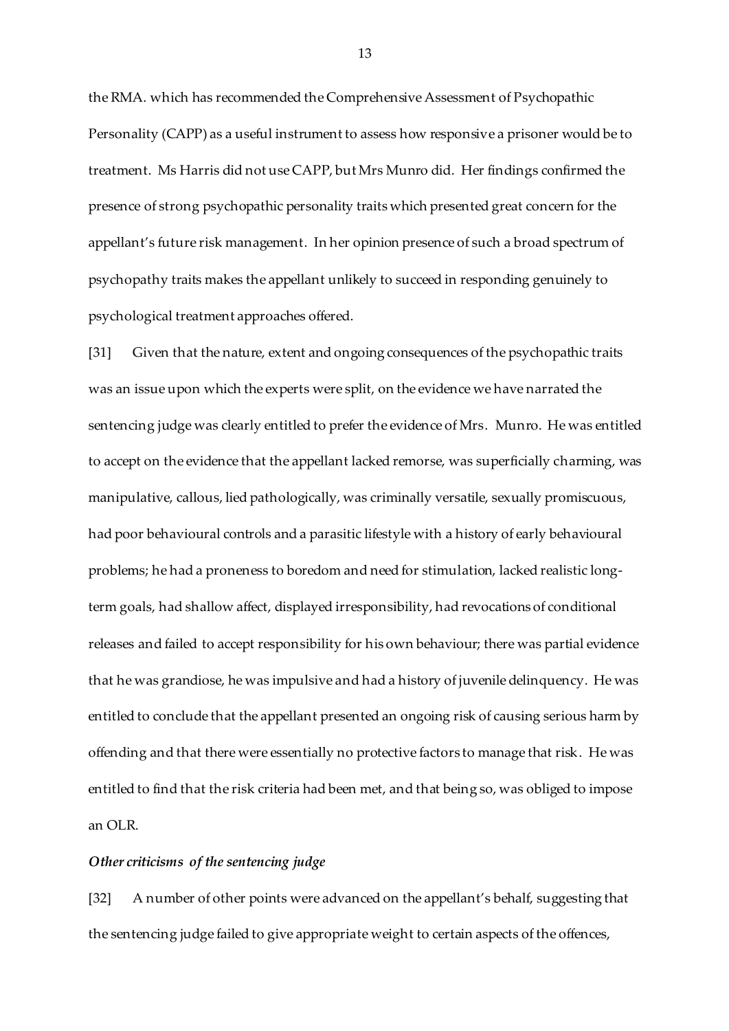the RMA. which has recommended the Comprehensive Assessment of Psychopathic Personality (CAPP) as a useful instrument to assess how responsive a prisoner would be to treatment. Ms Harris did not use CAPP, but Mrs Munro did. Her findings confirmed the presence of strong psychopathic personality traits which presented great concern for the appellant's future risk management. In her opinion presence of such a broad spectrum of psychopathy traits makes the appellant unlikely to succeed in responding genuinely to psychological treatment approaches offered.

[31] Given that the nature, extent and ongoing consequences of the psychopathic traits was an issue upon which the experts were split, on the evidence we have narrated the sentencing judge was clearly entitled to prefer the evidence of Mrs. Munro. He was entitled to accept on the evidence that the appellant lacked remorse, was superficially charming, was manipulative, callous, lied pathologically, was criminally versatile, sexually promiscuous, had poor behavioural controls and a parasitic lifestyle with a history of early behavioural problems; he had a proneness to boredom and need for stimulation, lacked realistic long-term goals, had shallow affect, displayed irresponsibility, had revocations of conditional releases and failed to accept responsibility for his own behaviour; there was partial evidence that he was grandiose, he was impulsive and had a history of juvenile delinquency. He was entitled to conclude that the appellant presented an ongoing risk of causing serious harm by offending and that there were essentially no protective factors to manage that risk. He was entitled to find that the risk criteria had been met, and that being so, was obliged to impose an OLR.

### *Other criticisms of the sentencing judge*

[32] A number of other points were advanced on the appellant's behalf, suggesting that the sentencing judge failed to give appropriate weight to certain aspects of the offences,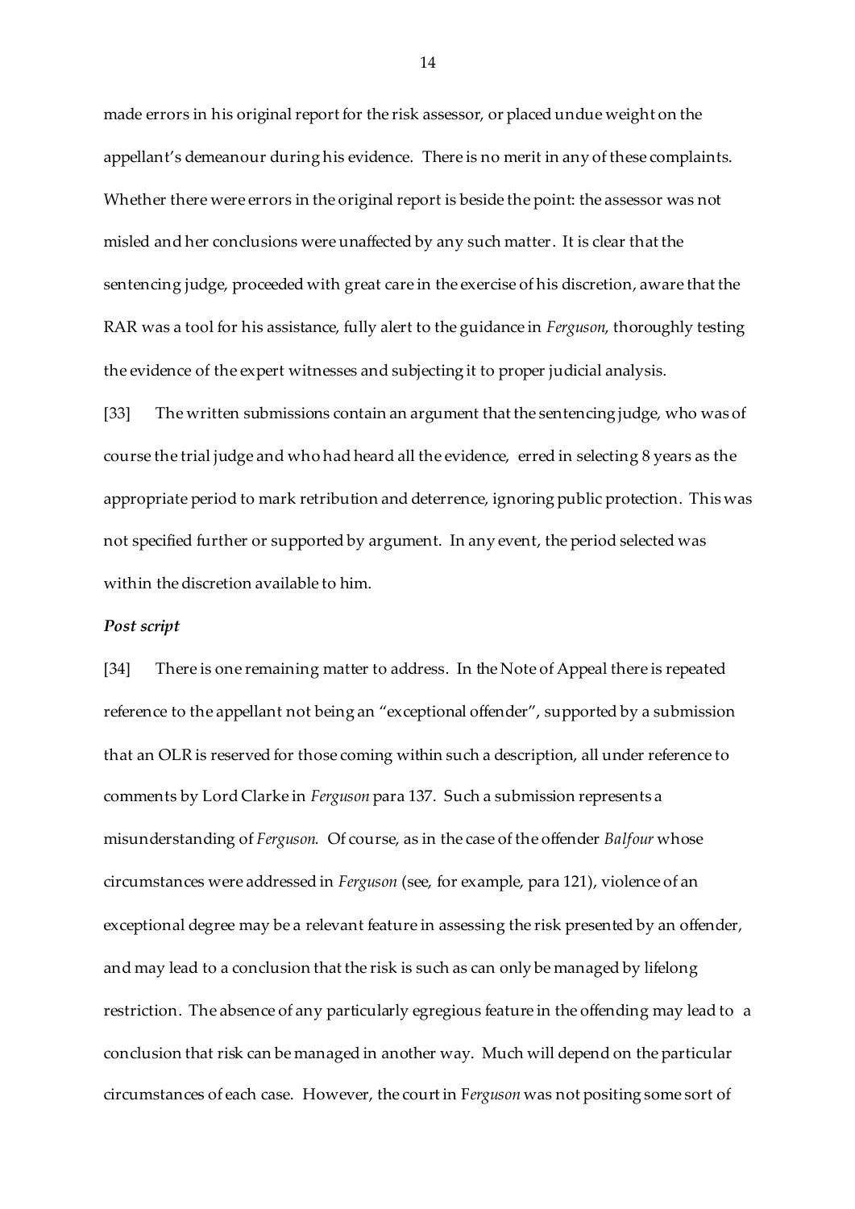made errors in his original report for the risk assessor, or placed undue weight on the appellant's demeanour during his evidence. There is no merit in any of these complaints. Whether there were errors in the original report is beside the point: the assessor was not misled and her conclusions were unaffected by any such matter. It is clear that the sentencing judge, proceeded with great care in the exercise of his discretion, aware that the RAR was a tool for his assistance, fully alert to the guidance in *Ferguson*, thoroughly testing the evidence of the expert witnesses and subjecting it to proper judicial analysis.

[33] The written submissions contain an argument that the sentencing judge, who was of course the trial judge and who had heard all the evidence, erred in selecting 8 years as the appropriate period to mark retribution and deterrence, ignoring public protection. This was not specified further or supported by argument. In any event, the period selected was within the discretion available to him.

***Post script***

[34] There is one remaining matter to address. In the Note of Appeal there is repeated reference to the appellant not being an "exceptional offender", supported by a submission that an OLR is reserved for those coming within such a description, all under reference to comments by Lord Clarke in *Ferguson* para 137. Such a submission represents a misunderstanding of *Ferguson.* Of course, as in the case of the offender *Balfour* whose circumstances were addressed in *Ferguson* (see, for example, para 121), violence of an exceptional degree may be a relevant feature in assessing the risk presented by an offender, and may lead to a conclusion that the risk is such as can only be managed by lifelong restriction. The absence of any particularly egregious feature in the offending may lead to a conclusion that risk can be managed in another way. Much will depend on the particular circumstances of each case. However, the court in F*erguson* was not positing some sort of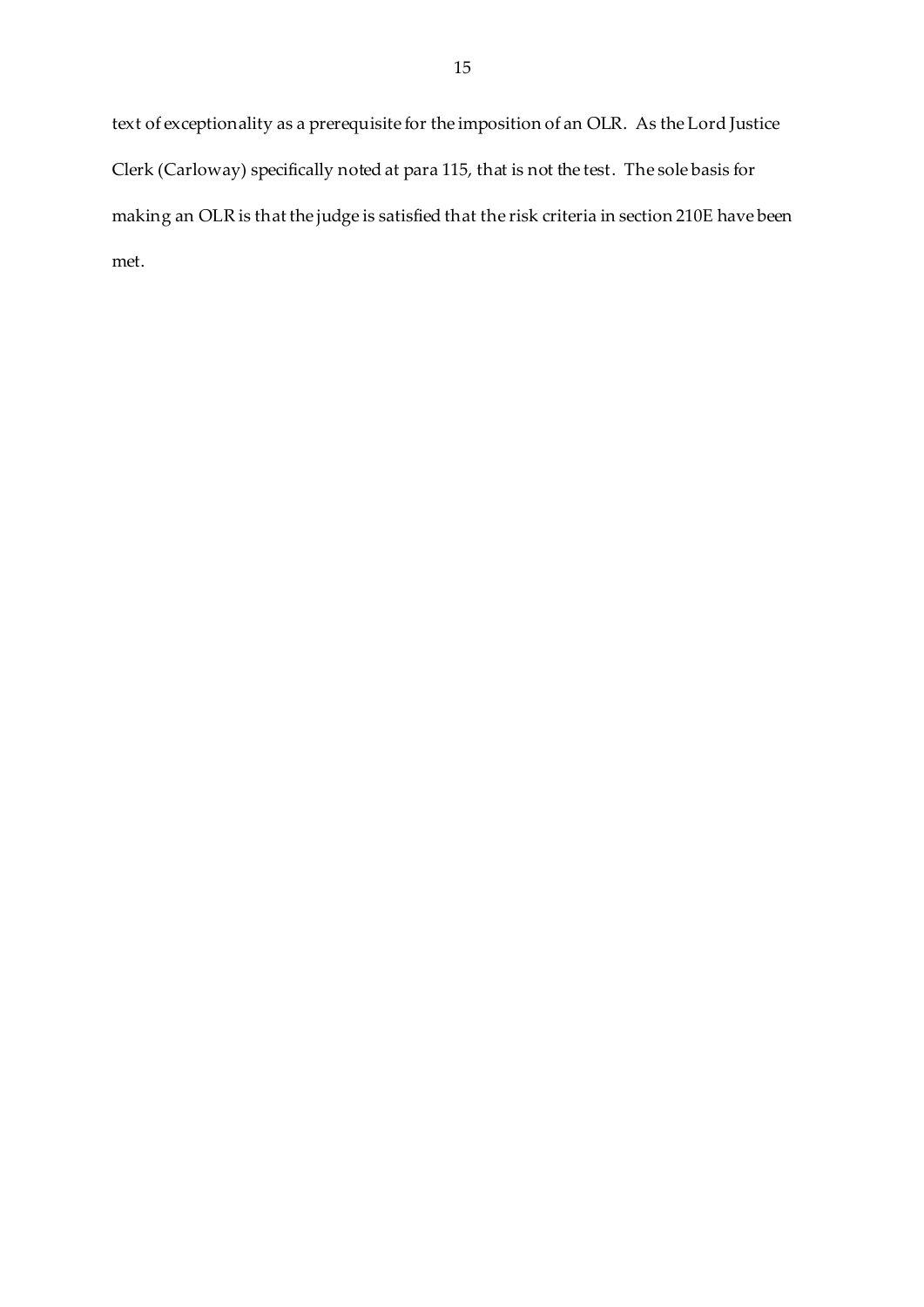text of exceptionality as a prerequisite for the imposition of an OLR. As the Lord Justice Clerk (Carloway) specifically noted at para 115, that is not the test. The sole basis for making an OLR is that the judge is satisfied that the risk criteria in section 210E have been met.